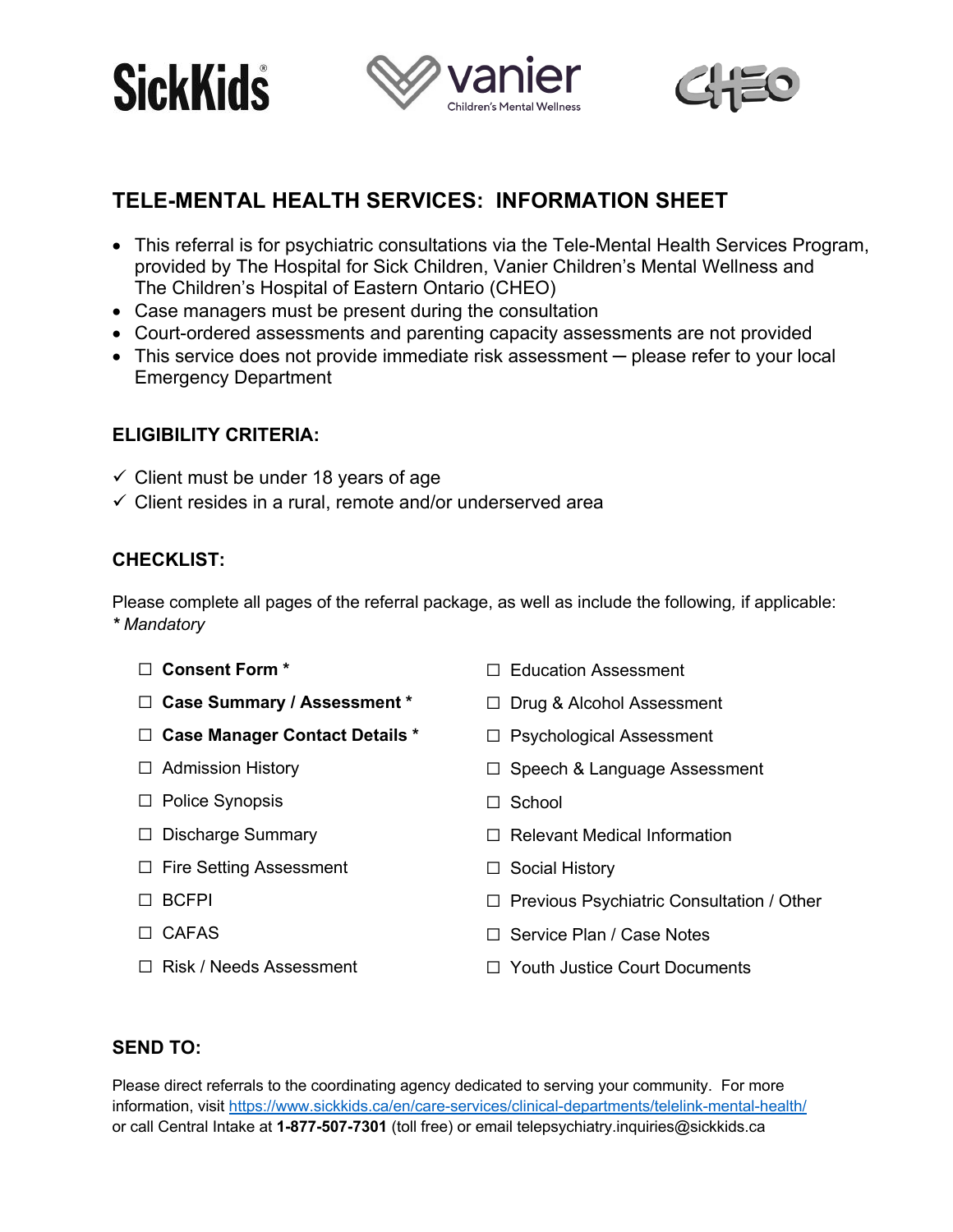SickKids® vanier Children's Mental Wellness CHEO

# TELE-MENTAL HEALTH SERVICES: INFORMATION SHEET

- This referral is for psychiatric consultations via the Tele-Mental Health Services Program, provided by The Hospital for Sick Children, Vanier Children's Mental Wellness and The Children's Hospital of Eastern Ontario (CHEO)
- Case managers must be present during the consultation
- Court-ordered assessments and parenting capacity assessments are not provided
- This service does not provide immediate risk assessment ─ please refer to your local Emergency Department

## ELIGIBILITY CRITERIA:

✓ Client must be under 18 years of age

✓ Client resides in a rural, remote and/or underserved area

## CHECKLIST:

Please complete all pages of the referral package, as well as include the following, if applicable:
*\* Mandatory*

☐ **Consent Form \***

☐ **Case Summary / Assessment \***

☐ **Case Manager Contact Details \***

☐ Admission History

☐ Police Synopsis

☐ Discharge Summary

☐ Fire Setting Assessment

☐ BCFPI

☐ CAFAS

☐ Risk / Needs Assessment

☐ Education Assessment

☐ Drug & Alcohol Assessment

☐ Psychological Assessment

☐ Speech & Language Assessment

☐ School

☐ Relevant Medical Information

☐ Social History

☐ Previous Psychiatric Consultation / Other

☐ Service Plan / Case Notes

☐ Youth Justice Court Documents

## SEND TO:

Please direct referrals to the coordinating agency dedicated to serving your community. For more information, visit https://www.sickkids.ca/en/care-services/clinical-departments/telelink-mental-health/ or call Central Intake at **1-877-507-7301** (toll free) or email telepsychiatry.inquiries@sickkids.ca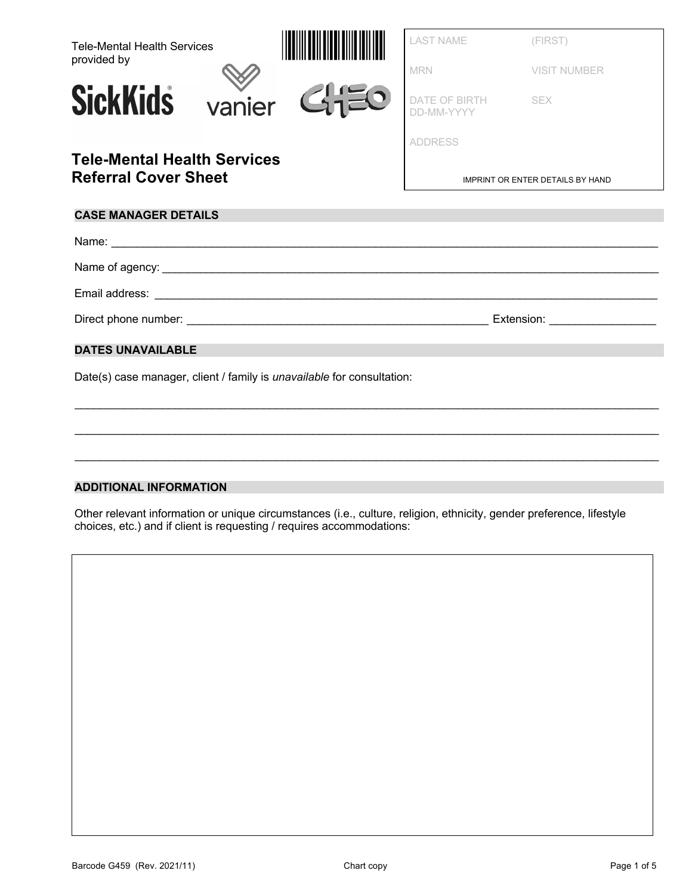Tele-Mental Health Services provided by

SickKids® vanier CHEO

# Tele-Mental Health Services Referral Cover Sheet

| LAST NAME | (FIRST) |
| --- | --- |
| MRN | VISIT NUMBER |
| DATE OF BIRTH DD-MM-YYYY | SEX |
| ADDRESS | |

IMPRINT OR ENTER DETAILS BY HAND

## CASE MANAGER DETAILS

Name: ____________________________________________

Name of agency: ____________________________________________

Email address: ____________________________________________

Direct phone number: ______________________________ Extension: ______________

## DATES UNAVAILABLE

Date(s) case manager, client / family is *unavailable* for consultation:

____________________________________________

____________________________________________

____________________________________________

## ADDITIONAL INFORMATION

Other relevant information or unique circumstances (i.e., culture, religion, ethnicity, gender preference, lifestyle choices, etc.) and if client is requesting / requires accommodations:

Barcode G459 (Rev. 2021/11) Chart copy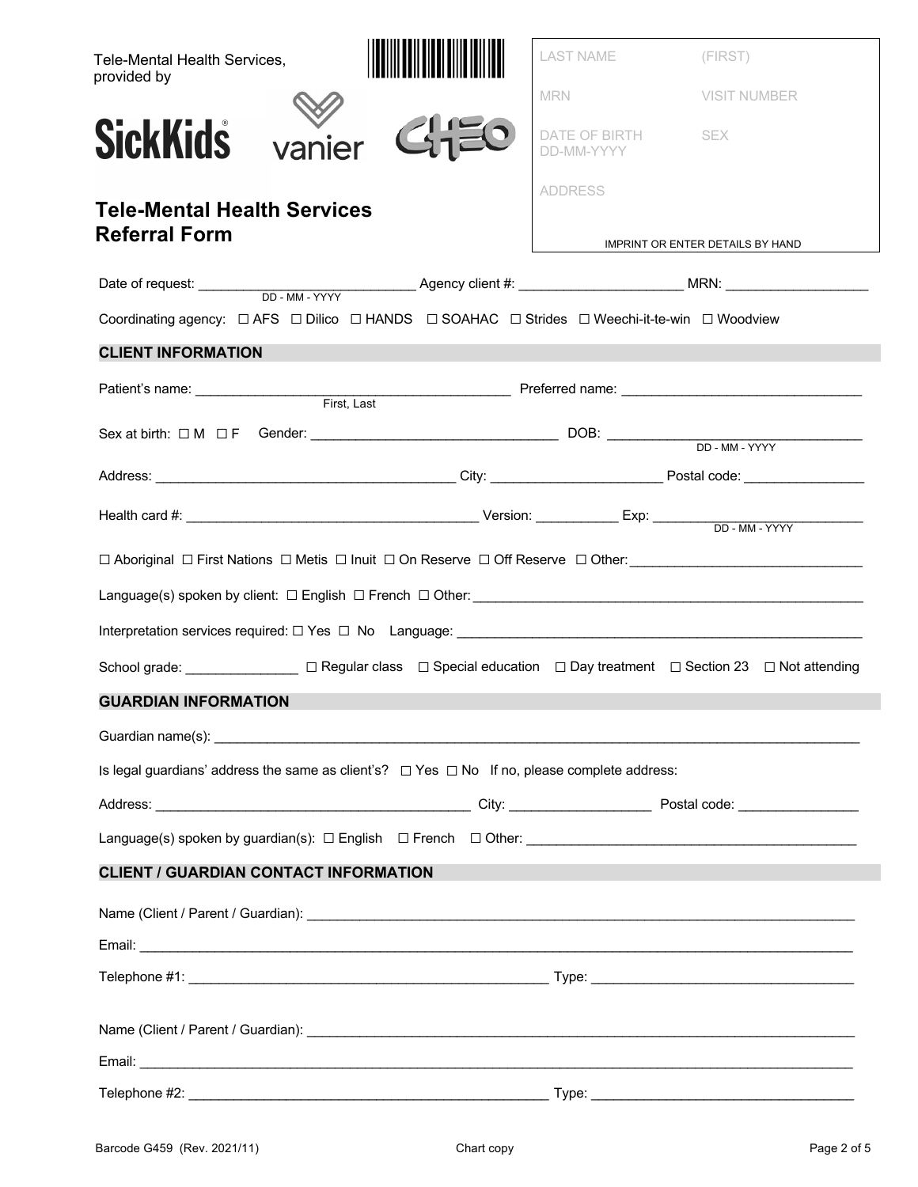Tele-Mental Health Services, provided by

SickKids vanier CHEO

| LAST NAME | (FIRST) |
|---|---|
| MRN | VISIT NUMBER |
| DATE OF BIRTH DD-MM-YYYY | SEX |
| ADDRESS | |

IMPRINT OR ENTER DETAILS BY HAND

# Tele-Mental Health Services Referral Form

Date of request: ____________________________ Agency client #: ______________________ MRN: ___________________
DD - MM - YYYY

Coordinating agency: ☐ AFS ☐ Dilico ☐ HANDS ☐ SOAHAC ☐ Strides ☐ Weechi-it-te-win ☐ Woodview

## CLIENT INFORMATION

Patient's name: ___________________________________________ Preferred name: _________________________________
First, Last

Sex at birth: ☐ M ☐ F Gender: _________________________________ DOB: __________________________________
DD - MM - YYYY

Address: ________________________________________ City: ______________________ Postal code: ________________

Health card #: _______________________________________ Version: ___________ Exp: ____________________________
DD - MM - YYYY

☐ Aboriginal ☐ First Nations ☐ Metis ☐ Inuit ☐ On Reserve ☐ Off Reserve ☐ Other: ______________________________

Language(s) spoken by client: ☐ English ☐ French ☐ Other: ______________________________________________________

Interpretation services required: ☐ Yes ☐ No Language: ________________________________________________________

School grade: _______________ ☐ Regular class ☐ Special education ☐ Day treatment ☐ Section 23 ☐ Not attending

## GUARDIAN INFORMATION

Guardian name(s): __________________________________________________________________________________________

Is legal guardians' address the same as client's? ☐ Yes ☐ No If no, please complete address:

Address: __________________________________________ City: ___________________ Postal code: ________________

Language(s) spoken by guardian(s): ☐ English ☐ French ☐ Other: ______________________________________________

## CLIENT / GUARDIAN CONTACT INFORMATION

Name (Client / Parent / Guardian): __________________________________________________________________________

Email: ______________________________________________________________________________________________________

Telephone #1: ______________________________________________ Type: ___________________________________

Name (Client / Parent / Guardian): __________________________________________________________________________

Email: ______________________________________________________________________________________________________

Telephone #2: ______________________________________________ Type: ___________________________________

Barcode G459 (Rev. 2021/11) Chart copy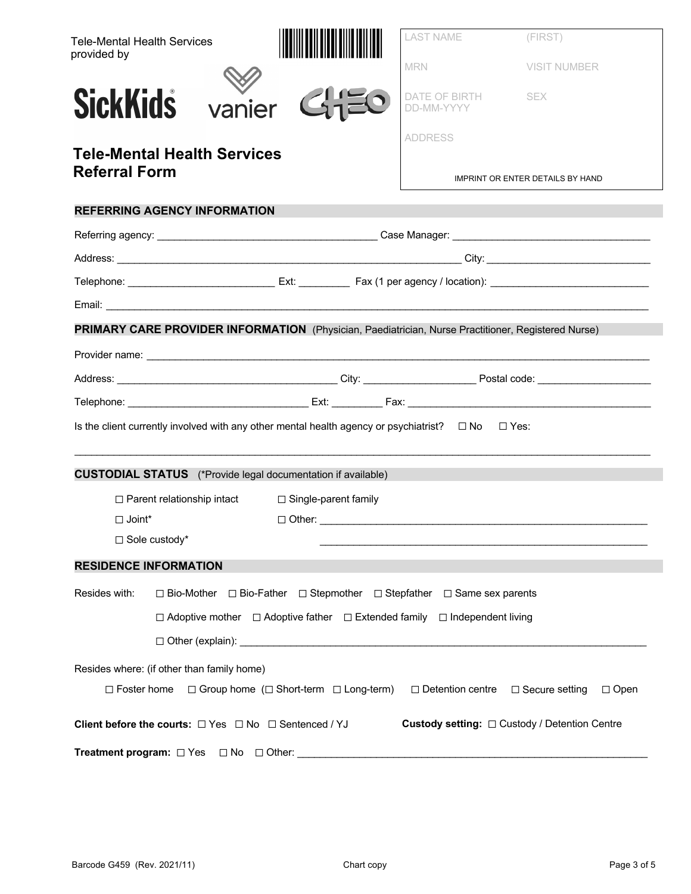Tele-Mental Health Services provided by

SickKids® vanier CHEO

# Tele-Mental Health Services Referral Form

| LAST NAME | (FIRST) |
|---|---|
| MRN | VISIT NUMBER |
| DATE OF BIRTH DD-MM-YYYY | SEX |
| ADDRESS | |

IMPRINT OR ENTER DETAILS BY HAND

## REFERRING AGENCY INFORMATION

Referring agency: ______________________________________ Case Manager: __________________________________

Address: ______________________________________________________________ City: ____________________________

Telephone: _________________________ Ext: _________ Fax (1 per agency / location): ____________________________

Email: ________________________________________________________________________________________________

## PRIMARY CARE PROVIDER INFORMATION (Physician, Paediatrician, Nurse Practitioner, Registered Nurse)

Provider name: _________________________________________________________________________________________

Address: ______________________________________ City: ___________________ Postal code: ____________________

Telephone: _______________________________ Ext: _________ Fax: ____________________________________________

Is the client currently involved with any other mental health agency or psychiatrist? ☐ No ☐ Yes:

________________________________________________________________________________________________________

## CUSTODIAL STATUS (*Provide legal documentation if available)

☐ Parent relationship intact ☐ Single-parent family

☐ Joint* ☐ Other: _________________________________________________________

☐ Sole custody* _________________________________________________________

## RESIDENCE INFORMATION

Resides with: ☐ Bio-Mother ☐ Bio-Father ☐ Stepmother ☐ Stepfather ☐ Same sex parents

☐ Adoptive mother ☐ Adoptive father ☐ Extended family ☐ Independent living

☐ Other (explain): __________________________________________________________________________

Resides where: (if other than family home)

☐ Foster home ☐ Group home (☐ Short-term ☐ Long-term) ☐ Detention centre ☐ Secure setting ☐ Open

**Client before the courts:** ☐ Yes ☐ No ☐ Sentenced / YJ **Custody setting:** ☐ Custody / Detention Centre

**Treatment program:** ☐ Yes ☐ No ☐ Other: ____________________________________________________________

Barcode G459 (Rev. 2021/11) Chart copy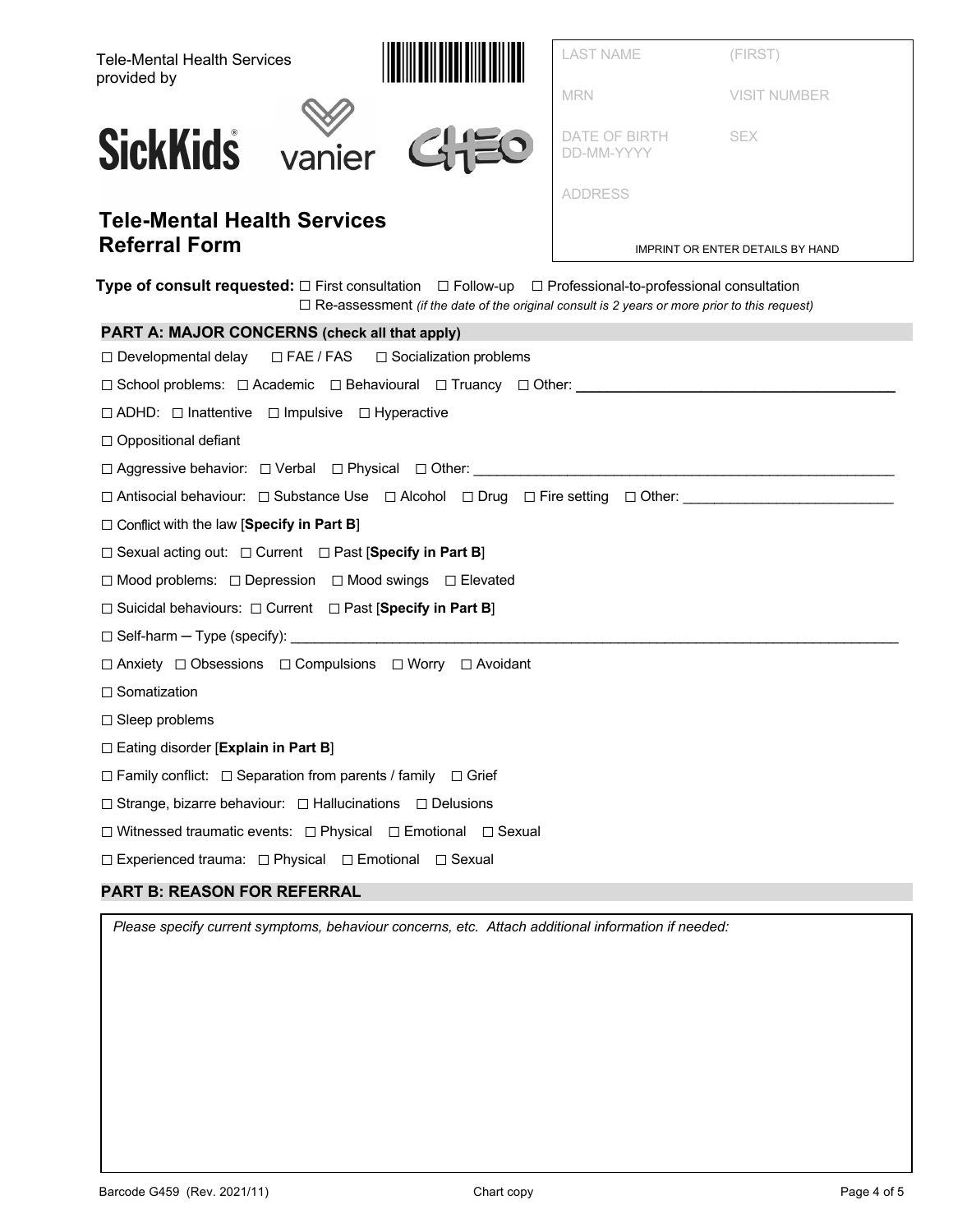Tele-Mental Health Services provided by

SickKids® vanier CHEO

| LAST NAME | (FIRST) |
| --- | --- |
| MRN | VISIT NUMBER |
| DATE OF BIRTH DD-MM-YYYY | SEX |
| ADDRESS | |
| IMPRINT OR ENTER DETAILS BY HAND | |

# Tele-Mental Health Services Referral Form

**Type of consult requested:** ☐ First consultation ☐ Follow-up ☐ Professional-to-professional consultation
☐ Re-assessment *(if the date of the original consult is 2 years or more prior to this request)*

## PART A: MAJOR CONCERNS (check all that apply)

☐ Developmental delay ☐ FAE / FAS ☐ Socialization problems

☐ School problems: ☐ Academic ☐ Behavioural ☐ Truancy ☐ Other: ______________________

☐ ADHD: ☐ Inattentive ☐ Impulsive ☐ Hyperactive

☐ Oppositional defiant

☐ Aggressive behavior: ☐ Verbal ☐ Physical ☐ Other: ______________________

☐ Antisocial behaviour: ☐ Substance Use ☐ Alcohol ☐ Drug ☐ Fire setting ☐ Other: ______________________

☐ Conflict with the law [**Specify in Part B**]

☐ Sexual acting out: ☐ Current ☐ Past [**Specify in Part B**]

☐ Mood problems: ☐ Depression ☐ Mood swings ☐ Elevated

☐ Suicidal behaviours: ☐ Current ☐ Past [**Specify in Part B**]

☐ Self-harm ─ Type (specify): ______________________

☐ Anxiety ☐ Obsessions ☐ Compulsions ☐ Worry ☐ Avoidant

☐ Somatization

☐ Sleep problems

☐ Eating disorder [**Explain in Part B**]

☐ Family conflict: ☐ Separation from parents / family ☐ Grief

☐ Strange, bizarre behaviour: ☐ Hallucinations ☐ Delusions

☐ Witnessed traumatic events: ☐ Physical ☐ Emotional ☐ Sexual

☐ Experienced trauma: ☐ Physical ☐ Emotional ☐ Sexual

## PART B: REASON FOR REFERRAL

*Please specify current symptoms, behaviour concerns, etc. Attach additional information if needed:*

Barcode G459 (Rev. 2021/11) Chart copy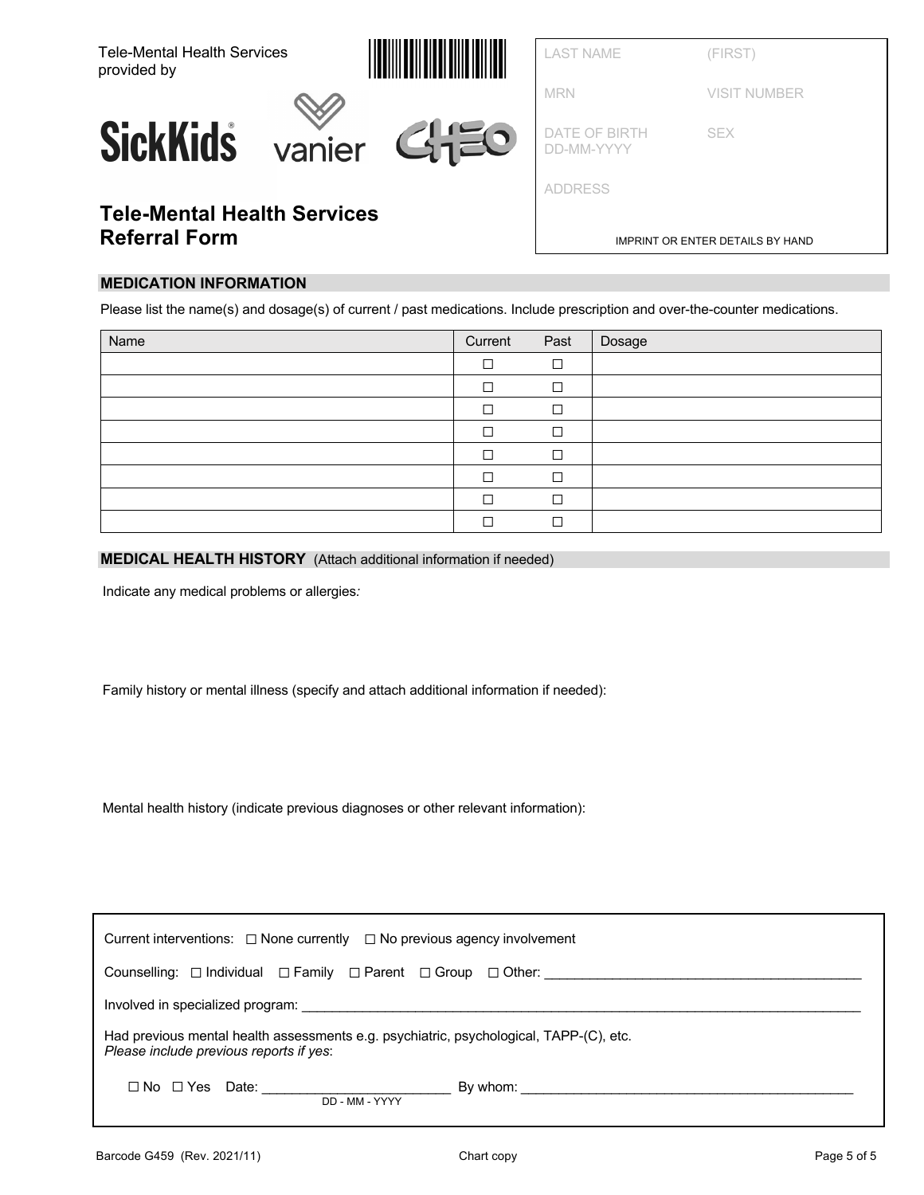Tele-Mental Health Services provided by

SickKids® vanier CHEO

# Tele-Mental Health Services Referral Form

| | |
|---|---|
| LAST NAME | (FIRST) |
| MRN | VISIT NUMBER |
| DATE OF BIRTH DD-MM-YYYY | SEX |
| ADDRESS | |

IMPRINT OR ENTER DETAILS BY HAND

## MEDICATION INFORMATION

Please list the name(s) and dosage(s) of current / past medications. Include prescription and over-the-counter medications.

| Name | Current | Past | Dosage |
|---|---|---|---|
| | ☐ | ☐ | |
| | ☐ | ☐ | |
| | ☐ | ☐ | |
| | ☐ | ☐ | |
| | ☐ | ☐ | |
| | ☐ | ☐ | |
| | ☐ | ☐ | |
| | ☐ | ☐ | |

## MEDICAL HEALTH HISTORY (Attach additional information if needed)

Indicate any medical problems or allergies:

Family history or mental illness (specify and attach additional information if needed):

Mental health history (indicate previous diagnoses or other relevant information):

Current interventions: ☐ None currently ☐ No previous agency involvement

Counselling: ☐ Individual ☐ Family ☐ Parent ☐ Group ☐ Other: ___________________________________________

Involved in specialized program: ___________________________________________________________________________

Had previous mental health assessments e.g. psychiatric, psychological, TAPP-(C), etc.
*Please include previous reports if yes*:

☐ No ☐ Yes Date: _________________________ (DD - MM - YYYY) By whom: ______________________________________________

Barcode G459 (Rev. 2021/11) Chart copy